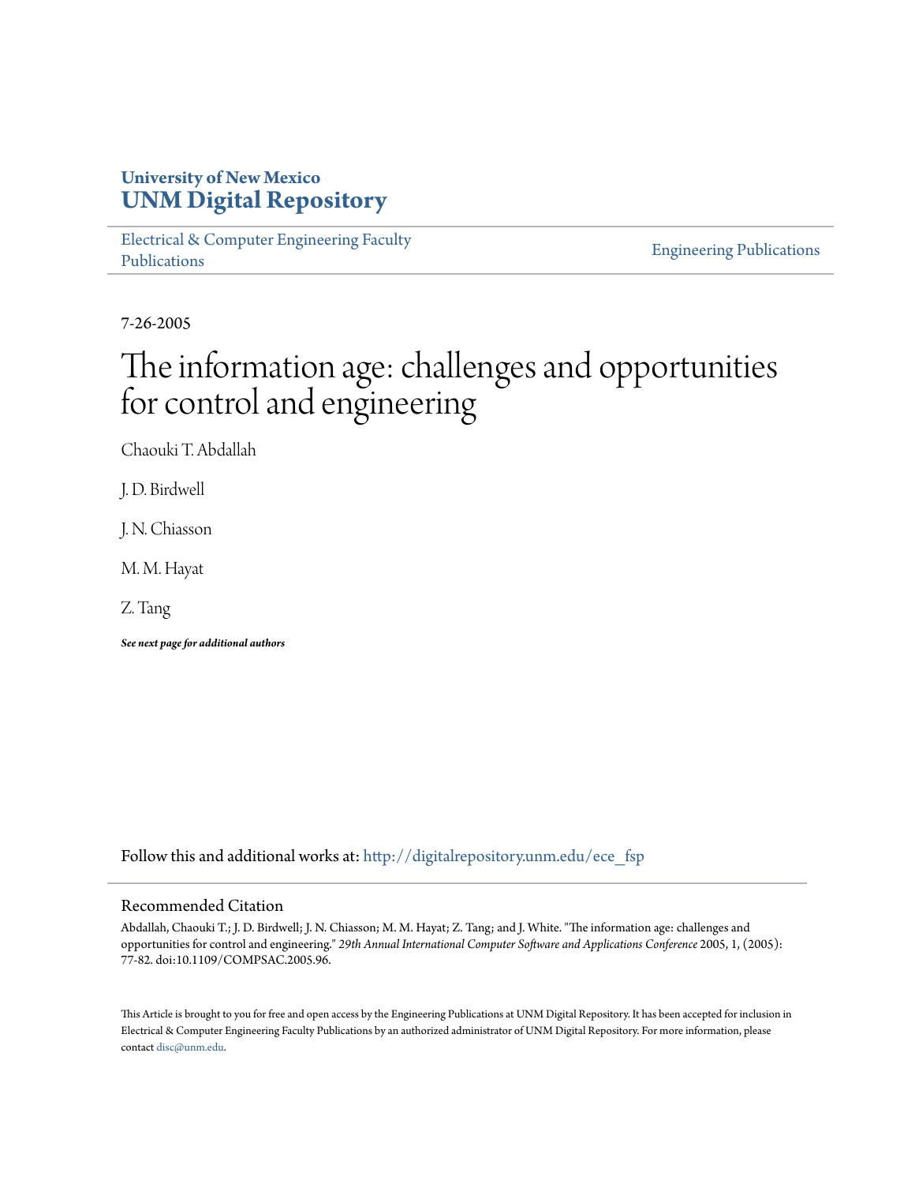University of New Mexico
**UNM Digital Repository**

Electrical & Computer Engineering Faculty Publications

Engineering Publications

7-26-2005

# The information age: challenges and opportunities for control and engineering

Chaouki T. Abdallah

J. D. Birdwell

J. N. Chiasson

M. M. Hayat

Z. Tang

***See next page for additional authors***

Follow this and additional works at: http://digitalrepository.unm.edu/ece_fsp

## Recommended Citation

Abdallah, Chaouki T.; J. D. Birdwell; J. N. Chiasson; M. M. Hayat; Z. Tang; and J. White. "The information age: challenges and opportunities for control and engineering." *29th Annual International Computer Software and Applications Conference* 2005, 1, (2005): 77-82. doi:10.1109/COMPSAC.2005.96.

This Article is brought to you for free and open access by the Engineering Publications at UNM Digital Repository. It has been accepted for inclusion in Electrical & Computer Engineering Faculty Publications by an authorized administrator of UNM Digital Repository. For more information, please contact disc@unm.edu.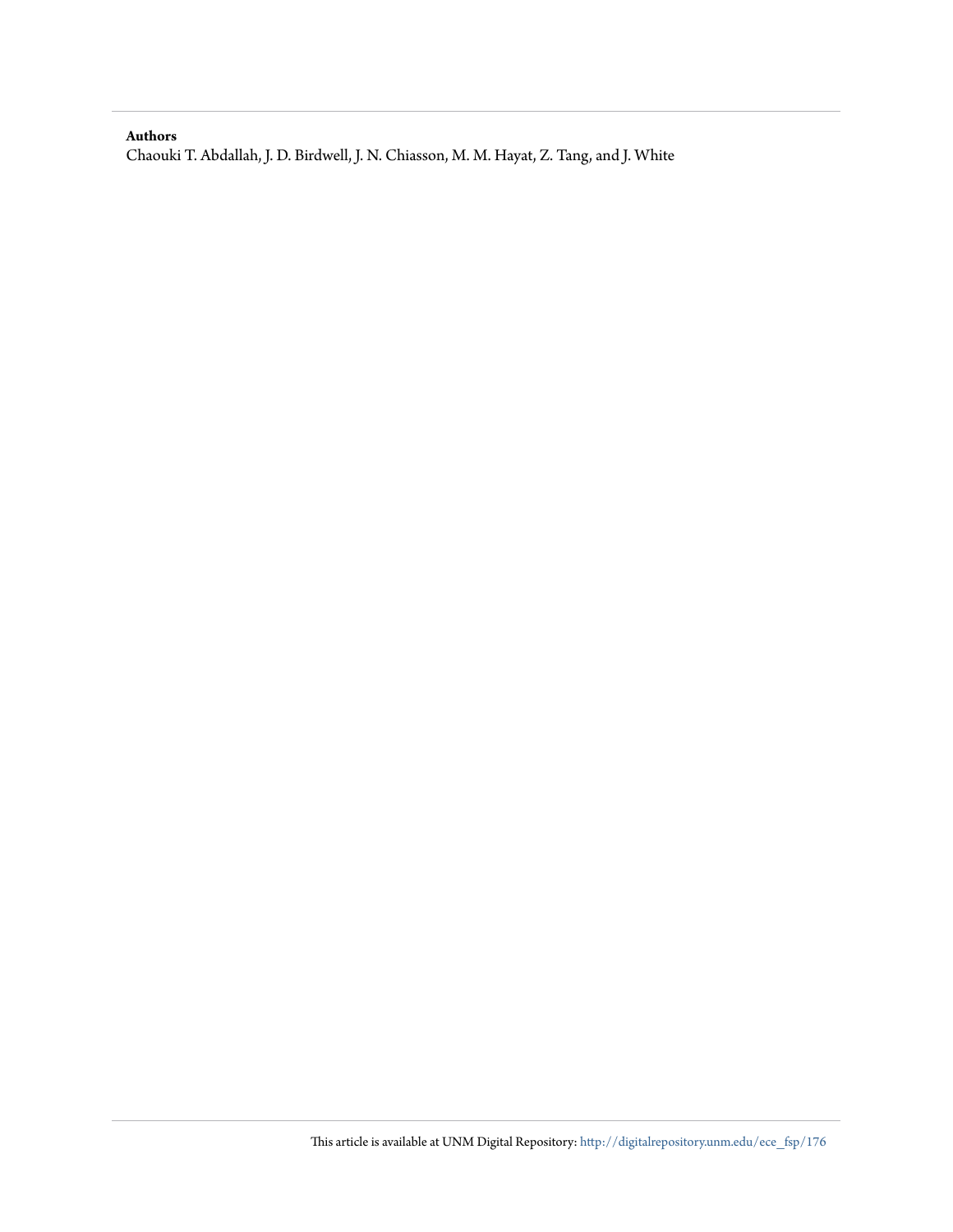**Authors**

Chaouki T. Abdallah, J. D. Birdwell, J. N. Chiasson, M. M. Hayat, Z. Tang, and J. White

This article is available at UNM Digital Repository: http://digitalrepository.unm.edu/ece_fsp/176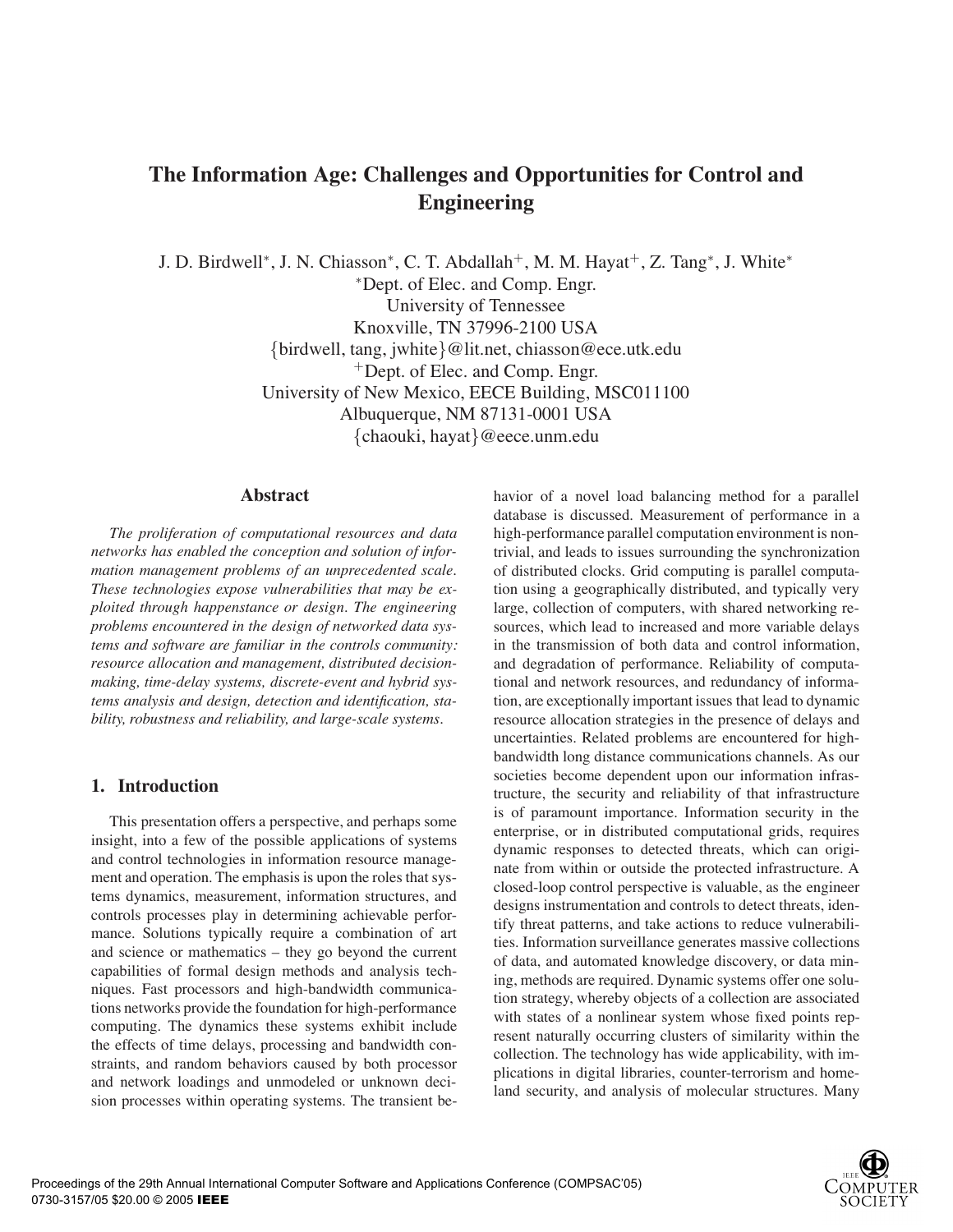# The Information Age: Challenges and Opportunities for Control and Engineering

J. D. Birdwell*, J. N. Chiasson*, C. T. Abdallah+, M. M. Hayat+, Z. Tang*, J. White*

*Dept. of Elec. and Comp. Engr.
University of Tennessee
Knoxville, TN 37996-2100 USA
{birdwell, tang, jwhite}@lit.net, chiasson@ece.utk.edu

+Dept. of Elec. and Comp. Engr.
University of New Mexico, EECE Building, MSC011100
Albuquerque, NM 87131-0001 USA
{chaouki, hayat}@eece.unm.edu

## Abstract

*The proliferation of computational resources and data networks has enabled the conception and solution of information management problems of an unprecedented scale. These technologies expose vulnerabilities that may be exploited through happenstance or design. The engineering problems encountered in the design of networked data systems and software are familiar in the controls community: resource allocation and management, distributed decision-making, time-delay systems, discrete-event and hybrid systems analysis and design, detection and identification, stability, robustness and reliability, and large-scale systems.*

## 1. Introduction

This presentation offers a perspective, and perhaps some insight, into a few of the possible applications of systems and control technologies in information resource management and operation. The emphasis is upon the roles that systems dynamics, measurement, information structures, and controls processes play in determining achievable performance. Solutions typically require a combination of art and science or mathematics – they go beyond the current capabilities of formal design methods and analysis techniques. Fast processors and high-bandwidth communications networks provide the foundation for high-performance computing. The dynamics these systems exhibit include the effects of time delays, processing and bandwidth constraints, and random behaviors caused by both processor and network loadings and unmodeled or unknown decision processes within operating systems. The transient behavior of a novel load balancing method for a parallel database is discussed. Measurement of performance in a high-performance parallel computation environment is nontrivial, and leads to issues surrounding the synchronization of distributed clocks. Grid computing is parallel computation using a geographically distributed, and typically very large, collection of computers, with shared networking resources, which lead to increased and more variable delays in the transmission of both data and control information, and degradation of performance. Reliability of computational and network resources, and redundancy of information, are exceptionally important issues that lead to dynamic resource allocation strategies in the presence of delays and uncertainties. Related problems are encountered for high-bandwidth long distance communications channels. As our societies become dependent upon our information infrastructure, the security and reliability of that infrastructure is of paramount importance. Information security in the enterprise, or in distributed computational grids, requires dynamic responses to detected threats, which can originate from within or outside the protected infrastructure. A closed-loop control perspective is valuable, as the engineer designs instrumentation and controls to detect threats, identify threat patterns, and take actions to reduce vulnerabilities. Information surveillance generates massive collections of data, and automated knowledge discovery, or data mining, methods are required. Dynamic systems offer one solution strategy, whereby objects of a collection are associated with states of a nonlinear system whose fixed points represent naturally occurring clusters of similarity within the collection. The technology has wide applicability, with implications in digital libraries, counter-terrorism and homeland security, and analysis of molecular structures. Many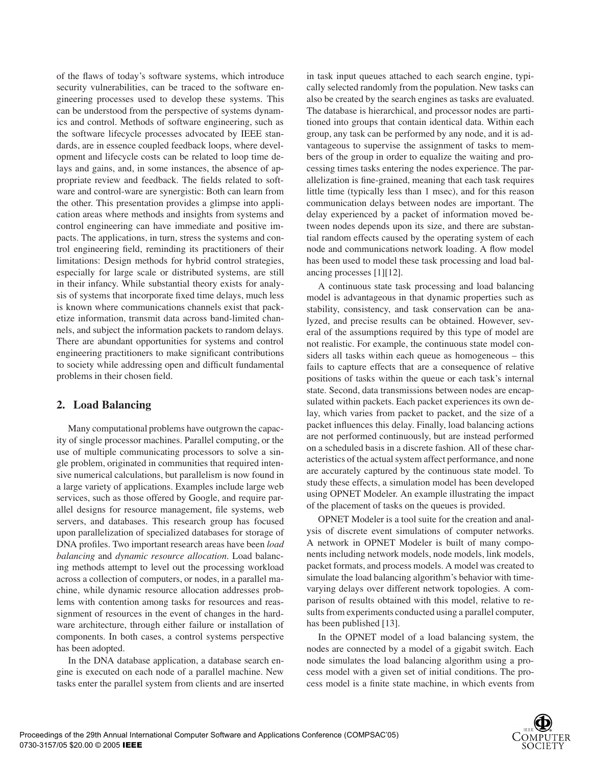of the flaws of today's software systems, which introduce security vulnerabilities, can be traced to the software engineering processes used to develop these systems. This can be understood from the perspective of systems dynamics and control. Methods of software engineering, such as the software lifecycle processes advocated by IEEE standards, are in essence coupled feedback loops, where development and lifecycle costs can be related to loop time delays and gains, and, in some instances, the absence of appropriate review and feedback. The fields related to software and control-ware are synergistic: Both can learn from the other. This presentation provides a glimpse into application areas where methods and insights from systems and control engineering can have immediate and positive impacts. The applications, in turn, stress the systems and control engineering field, reminding its practitioners of their limitations: Design methods for hybrid control strategies, especially for large scale or distributed systems, are still in their infancy. While substantial theory exists for analysis of systems that incorporate fixed time delays, much less is known where communications channels exist that packetize information, transmit data across band-limited channels, and subject the information packets to random delays. There are abundant opportunities for systems and control engineering practitioners to make significant contributions to society while addressing open and difficult fundamental problems in their chosen field.

## 2. Load Balancing

Many computational problems have outgrown the capacity of single processor machines. Parallel computing, or the use of multiple communicating processors to solve a single problem, originated in communities that required intensive numerical calculations, but parallelism is now found in a large variety of applications. Examples include large web services, such as those offered by Google, and require parallel designs for resource management, file systems, web servers, and databases. This research group has focused upon parallelization of specialized databases for storage of DNA profiles. Two important research areas have been *load balancing* and *dynamic resource allocation*. Load balancing methods attempt to level out the processing workload across a collection of computers, or nodes, in a parallel machine, while dynamic resource allocation addresses problems with contention among tasks for resources and reassignment of resources in the event of changes in the hardware architecture, through either failure or installation of components. In both cases, a control systems perspective has been adopted.

In the DNA database application, a database search engine is executed on each node of a parallel machine. New tasks enter the parallel system from clients and are inserted in task input queues attached to each search engine, typically selected randomly from the population. New tasks can also be created by the search engines as tasks are evaluated. The database is hierarchical, and processor nodes are partitioned into groups that contain identical data. Within each group, any task can be performed by any node, and it is advantageous to supervise the assignment of tasks to members of the group in order to equalize the waiting and processing times tasks entering the nodes experience. The parallelization is fine-grained, meaning that each task requires little time (typically less than 1 msec), and for this reason communication delays between nodes are important. The delay experienced by a packet of information moved between nodes depends upon its size, and there are substantial random effects caused by the operating system of each node and communications network loading. A flow model has been used to model these task processing and load balancing processes [1][12].

A continuous state task processing and load balancing model is advantageous in that dynamic properties such as stability, consistency, and task conservation can be analyzed, and precise results can be obtained. However, several of the assumptions required by this type of model are not realistic. For example, the continuous state model considers all tasks within each queue as homogeneous – this fails to capture effects that are a consequence of relative positions of tasks within the queue or each task's internal state. Second, data transmissions between nodes are encapsulated within packets. Each packet experiences its own delay, which varies from packet to packet, and the size of a packet influences this delay. Finally, load balancing actions are not performed continuously, but are instead performed on a scheduled basis in a discrete fashion. All of these characteristics of the actual system affect performance, and none are accurately captured by the continuous state model. To study these effects, a simulation model has been developed using OPNET Modeler. An example illustrating the impact of the placement of tasks on the queues is provided.

OPNET Modeler is a tool suite for the creation and analysis of discrete event simulations of computer networks. A network in OPNET Modeler is built of many components including network models, node models, link models, packet formats, and process models. A model was created to simulate the load balancing algorithm's behavior with time-varying delays over different network topologies. A comparison of results obtained with this model, relative to results from experiments conducted using a parallel computer, has been published [13].

In the OPNET model of a load balancing system, the nodes are connected by a model of a gigabit switch. Each node simulates the load balancing algorithm using a process model with a given set of initial conditions. The process model is a finite state machine, in which events from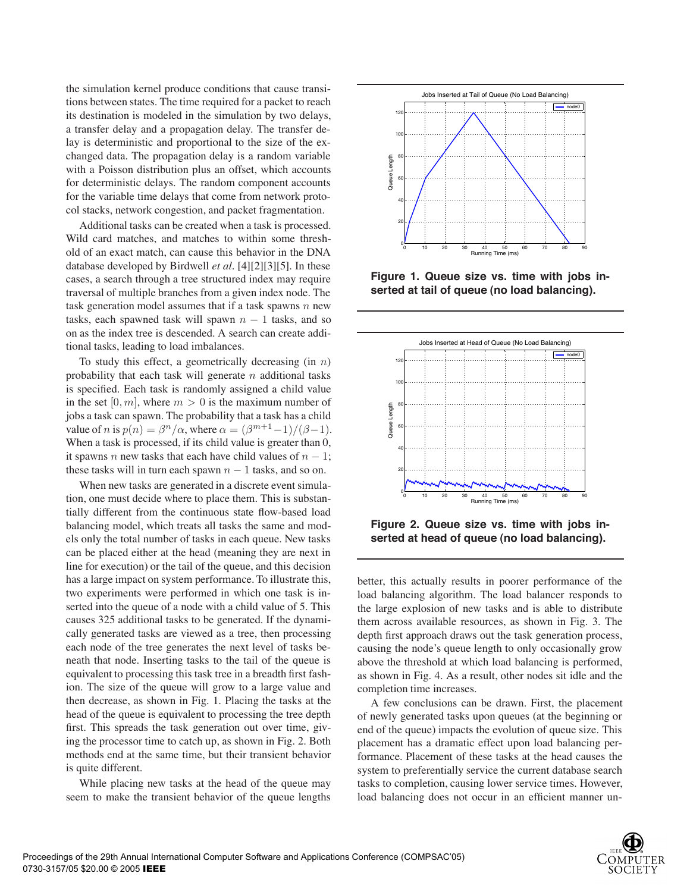the simulation kernel produce conditions that cause transitions between states. The time required for a packet to reach its destination is modeled in the simulation by two delays, a transfer delay and a propagation delay. The transfer delay is deterministic and proportional to the size of the exchanged data. The propagation delay is a random variable with a Poisson distribution plus an offset, which accounts for deterministic delays. The random component accounts for the variable time delays that come from network protocol stacks, network congestion, and packet fragmentation.

Additional tasks can be created when a task is processed. Wild card matches, and matches to within some threshold of an exact match, can cause this behavior in the DNA database developed by Birdwell *et al*. [4][2][3][5]. In these cases, a search through a tree structured index may require traversal of multiple branches from a given index node. The task generation model assumes that if a task spawns $n$ new tasks, each spawned task will spawn $n-1$ tasks, and so on as the index tree is descended. A search can create additional tasks, leading to load imbalances.

To study this effect, a geometrically decreasing (in $n$) probability that each task will generate $n$ additional tasks is specified. Each task is randomly assigned a child value in the set $[0, m]$, where $m > 0$ is the maximum number of jobs a task can spawn. The probability that a task has a child value of $n$ is $p(n) = \beta^n/\alpha$, where $\alpha = (\beta^{m+1}-1)/(\beta-1)$. When a task is processed, if its child value is greater than 0, it spawns $n$ new tasks that each have child values of $n-1$; these tasks will in turn each spawn $n-1$ tasks, and so on.

When new tasks are generated in a discrete event simulation, one must decide where to place them. This is substantially different from the continuous state flow-based load balancing model, which treats all tasks the same and models only the total number of tasks in each queue. New tasks can be placed either at the head (meaning they are next in line for execution) or the tail of the queue, and this decision has a large impact on system performance. To illustrate this, two experiments were performed in which one task is inserted into the queue of a node with a child value of 5. This causes 325 additional tasks to be generated. If the dynamically generated tasks are viewed as a tree, then processing each node of the tree generates the next level of tasks beneath that node. Inserting tasks to the tail of the queue is equivalent to processing this task tree in a breadth first fashion. The size of the queue will grow to a large value and then decrease, as shown in Fig. 1. Placing the tasks at the head of the queue is equivalent to processing the tree depth first. This spreads the task generation out over time, giving the processor time to catch up, as shown in Fig. 2. Both methods end at the same time, but their transient behavior is quite different.

While placing new tasks at the head of the queue may seem to make the transient behavior of the queue lengths better, this actually results in poorer performance of the load balancing algorithm. The load balancer responds to the large explosion of new tasks and is able to distribute them across available resources, as shown in Fig. 3. The depth first approach draws out the task generation process, causing the node's queue length to only occasionally grow above the threshold at which load balancing is performed, as shown in Fig. 4. As a result, other nodes sit idle and the completion time increases.

A few conclusions can be drawn. First, the placement of newly generated tasks upon queues (at the beginning or end of the queue) impacts the evolution of queue size. This placement has a dramatic effect upon load balancing performance. Placement of these tasks at the head causes the system to preferentially service the current database search tasks to completion, causing lower service times. However, load balancing does not occur in an efficient manner un-

**Figure 1. Queue size vs. time with jobs inserted at tail of queue (no load balancing).**

**Figure 2. Queue size vs. time with jobs inserted at head of queue (no load balancing).**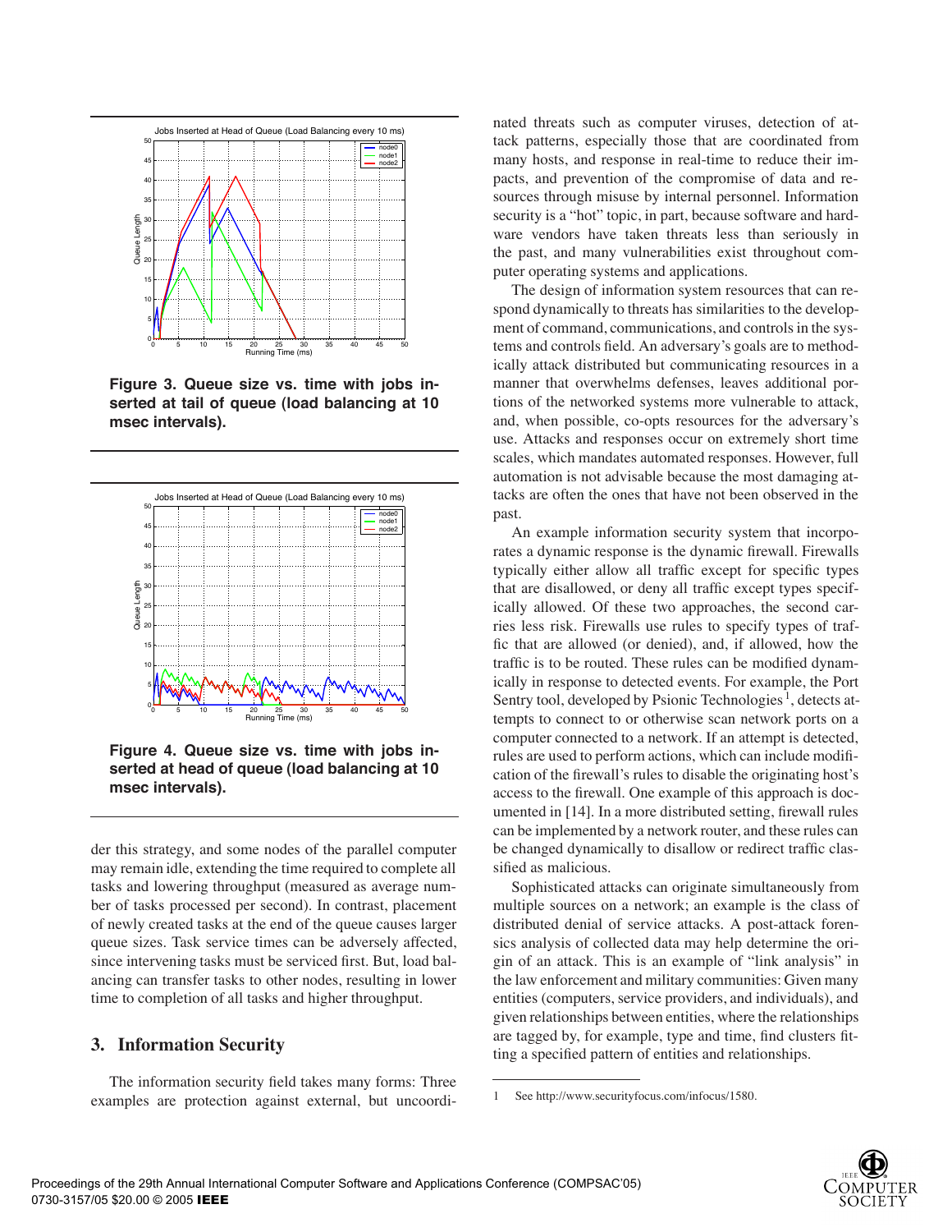Jobs Inserted at Head of Queue (Load Balancing every 10 ms)

Queue Length

Running Time (ms)

node0
node1
node2

0 5 10 15 20 25 30 35 40 45 50

**Figure 3. Queue size vs. time with jobs inserted at tail of queue (load balancing at 10 msec intervals).**

Jobs Inserted at Head of Queue (Load Balancing every 10 ms)

Queue Length

Running Time (ms)

node0
node1
node2

0 5 10 15 20 25 30 35 40 45 50

**Figure 4. Queue size vs. time with jobs inserted at head of queue (load balancing at 10 msec intervals).**

der this strategy, and some nodes of the parallel computer may remain idle, extending the time required to complete all tasks and lowering throughput (measured as average number of tasks processed per second). In contrast, placement of newly created tasks at the end of the queue causes larger queue sizes. Task service times can be adversely affected, since intervening tasks must be serviced first. But, load balancing can transfer tasks to other nodes, resulting in lower time to completion of all tasks and higher throughput.

## 3. Information Security

The information security field takes many forms: Three examples are protection against external, but uncoordinated threats such as computer viruses, detection of attack patterns, especially those that are coordinated from many hosts, and response in real-time to reduce their impacts, and prevention of the compromise of data and resources through misuse by internal personnel. Information security is a "hot" topic, in part, because software and hardware vendors have taken threats less than seriously in the past, and many vulnerabilities exist throughout computer operating systems and applications.

The design of information system resources that can respond dynamically to threats has similarities to the development of command, communications, and controls in the systems and controls field. An adversary's goals are to methodically attack distributed but communicating resources in a manner that overwhelms defenses, leaves additional portions of the networked systems more vulnerable to attack, and, when possible, co-opts resources for the adversary's use. Attacks and responses occur on extremely short time scales, which mandates automated responses. However, full automation is not advisable because the most damaging attacks are often the ones that have not been observed in the past.

An example information security system that incorporates a dynamic response is the dynamic firewall. Firewalls typically either allow all traffic except for specific types that are disallowed, or deny all traffic except types specifically allowed. Of these two approaches, the second carries less risk. Firewalls use rules to specify types of traffic that are allowed (or denied), and, if allowed, how the traffic is to be routed. These rules can be modified dynamically in response to detected events. For example, the Port Sentry tool, developed by Psionic Technologies[1], detects attempts to connect to or otherwise scan network ports on a computer connected to a network. If an attempt is detected, rules are used to perform actions, which can include modification of the firewall's rules to disable the originating host's access to the firewall. One example of this approach is documented in [14]. In a more distributed setting, firewall rules can be implemented by a network router, and these rules can be changed dynamically to disallow or redirect traffic classified as malicious.

Sophisticated attacks can originate simultaneously from multiple sources on a network; an example is the class of distributed denial of service attacks. A post-attack forensics analysis of collected data may help determine the origin of an attack. This is an example of "link analysis" in the law enforcement and military communities: Given many entities (computers, service providers, and individuals), and given relationships between entities, where the relationships are tagged by, for example, type and time, find clusters fitting a specified pattern of entities and relationships.

1 See http://www.securityfocus.com/infocus/1580.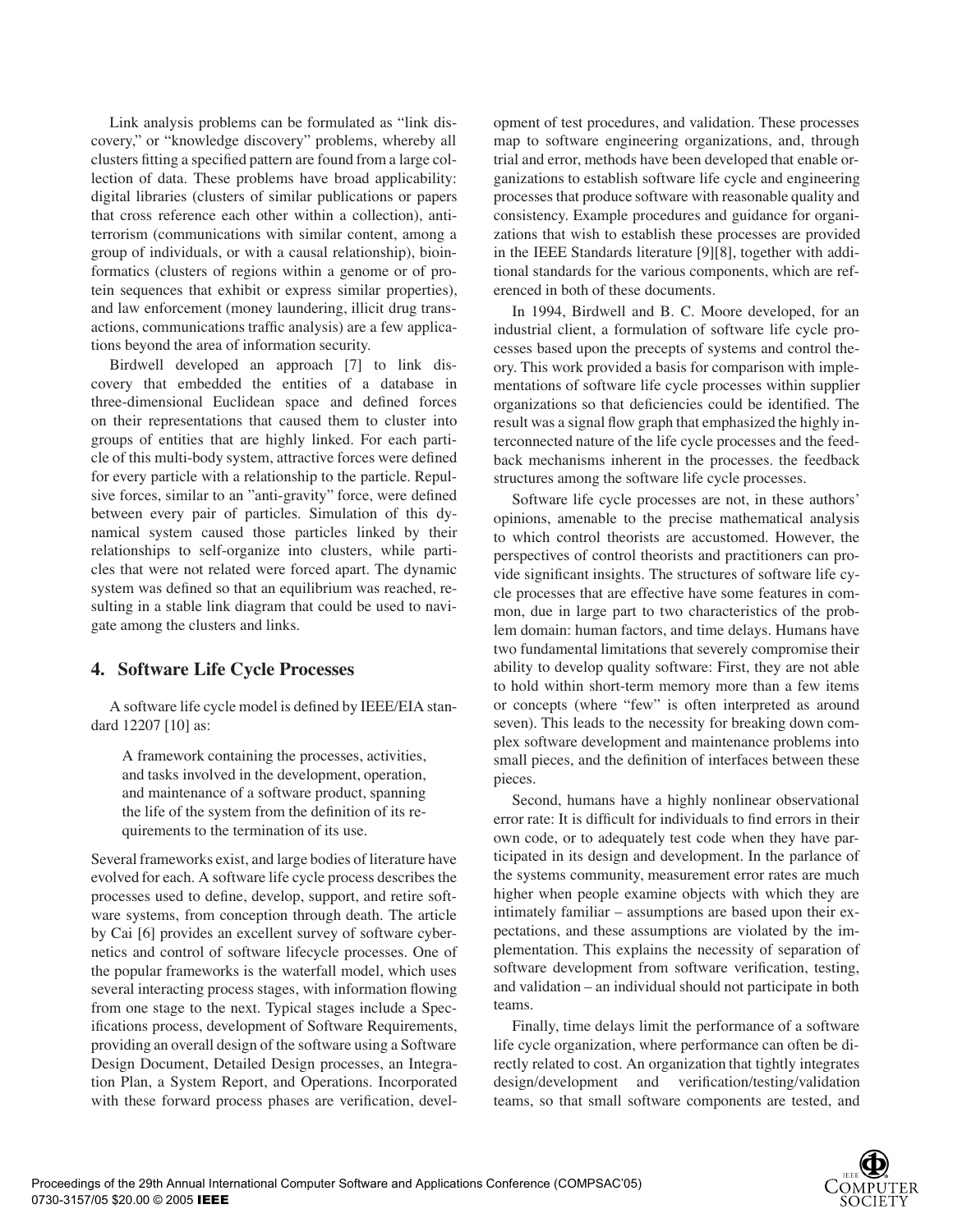Link analysis problems can be formulated as "link discovery," or "knowledge discovery" problems, whereby all clusters fitting a specified pattern are found from a large collection of data. These problems have broad applicability: digital libraries (clusters of similar publications or papers that cross reference each other within a collection), anti-terrorism (communications with similar content, among a group of individuals, or with a causal relationship), bioinformatics (clusters of regions within a genome or of protein sequences that exhibit or express similar properties), and law enforcement (money laundering, illicit drug transactions, communications traffic analysis) are a few applications beyond the area of information security.

Birdwell developed an approach [7] to link discovery that embedded the entities of a database in three-dimensional Euclidean space and defined forces on their representations that caused them to cluster into groups of entities that are highly linked. For each particle of this multi-body system, attractive forces were defined for every particle with a relationship to the particle. Repulsive forces, similar to an "anti-gravity" force, were defined between every pair of particles. Simulation of this dynamical system caused those particles linked by their relationships to self-organize into clusters, while particles that were not related were forced apart. The dynamic system was defined so that an equilibrium was reached, resulting in a stable link diagram that could be used to navigate among the clusters and links.

## 4. Software Life Cycle Processes

A software life cycle model is defined by IEEE/EIA standard 12207 [10] as:

> A framework containing the processes, activities, and tasks involved in the development, operation, and maintenance of a software product, spanning the life of the system from the definition of its requirements to the termination of its use.

Several frameworks exist, and large bodies of literature have evolved for each. A software life cycle process describes the processes used to define, develop, support, and retire software systems, from conception through death. The article by Cai [6] provides an excellent survey of software cybernetics and control of software lifecycle processes. One of the popular frameworks is the waterfall model, which uses several interacting process stages, with information flowing from one stage to the next. Typical stages include a Specifications process, development of Software Requirements, providing an overall design of the software using a Software Design Document, Detailed Design processes, an Integration Plan, a System Report, and Operations. Incorporated with these forward process phases are verification, development of test procedures, and validation. These processes map to software engineering organizations, and, through trial and error, methods have been developed that enable organizations to establish software life cycle and engineering processes that produce software with reasonable quality and consistency. Example procedures and guidance for organizations that wish to establish these processes are provided in the IEEE Standards literature [9][8], together with additional standards for the various components, which are referenced in both of these documents.

In 1994, Birdwell and B. C. Moore developed, for an industrial client, a formulation of software life cycle processes based upon the precepts of systems and control theory. This work provided a basis for comparison with implementations of software life cycle processes within supplier organizations so that deficiencies could be identified. The result was a signal flow graph that emphasized the highly interconnected nature of the life cycle processes and the feedback mechanisms inherent in the processes. the feedback structures among the software life cycle processes.

Software life cycle processes are not, in these authors' opinions, amenable to the precise mathematical analysis to which control theorists are accustomed. However, the perspectives of control theorists and practitioners can provide significant insights. The structures of software life cycle processes that are effective have some features in common, due in large part to two characteristics of the problem domain: human factors, and time delays. Humans have two fundamental limitations that severely compromise their ability to develop quality software: First, they are not able to hold within short-term memory more than a few items or concepts (where "few" is often interpreted as around seven). This leads to the necessity for breaking down complex software development and maintenance problems into small pieces, and the definition of interfaces between these pieces.

Second, humans have a highly nonlinear observational error rate: It is difficult for individuals to find errors in their own code, or to adequately test code when they have participated in its design and development. In the parlance of the systems community, measurement error rates are much higher when people examine objects with which they are intimately familiar – assumptions are based upon their expectations, and these assumptions are violated by the implementation. This explains the necessity of separation of software development from software verification, testing, and validation – an individual should not participate in both teams.

Finally, time delays limit the performance of a software life cycle organization, where performance can often be directly related to cost. An organization that tightly integrates design/development and verification/testing/validation teams, so that small software components are tested, and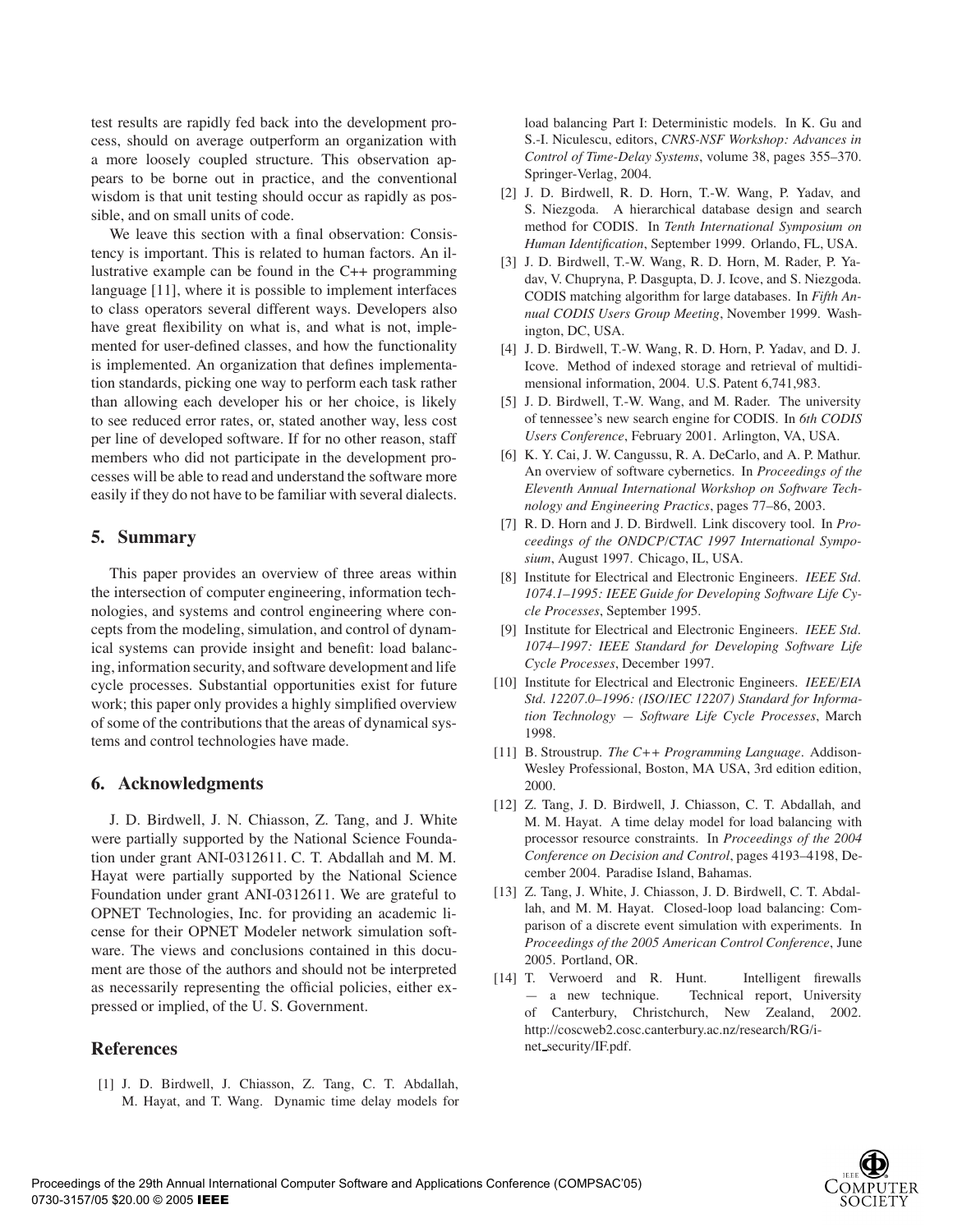test results are rapidly fed back into the development process, should on average outperform an organization with a more loosely coupled structure. This observation appears to be borne out in practice, and the conventional wisdom is that unit testing should occur as rapidly as possible, and on small units of code.

We leave this section with a final observation: Consistency is important. This is related to human factors. An illustrative example can be found in the C++ programming language [11], where it is possible to implement interfaces to class operators several different ways. Developers also have great flexibility on what is, and what is not, implemented for user-defined classes, and how the functionality is implemented. An organization that defines implementation standards, picking one way to perform each task rather than allowing each developer his or her choice, is likely to see reduced error rates, or, stated another way, less cost per line of developed software. If for no other reason, staff members who did not participate in the development processes will be able to read and understand the software more easily if they do not have to be familiar with several dialects.

## 5. Summary

This paper provides an overview of three areas within the intersection of computer engineering, information technologies, and systems and control engineering where concepts from the modeling, simulation, and control of dynamical systems can provide insight and benefit: load balancing, information security, and software development and life cycle processes. Substantial opportunities exist for future work; this paper only provides a highly simplified overview of some of the contributions that the areas of dynamical systems and control technologies have made.

## 6. Acknowledgments

J. D. Birdwell, J. N. Chiasson, Z. Tang, and J. White were partially supported by the National Science Foundation under grant ANI-0312611. C. T. Abdallah and M. M. Hayat were partially supported by the National Science Foundation under grant ANI-0312611. We are grateful to OPNET Technologies, Inc. for providing an academic license for their OPNET Modeler network simulation software. The views and conclusions contained in this document are those of the authors and should not be interpreted as necessarily representing the official policies, either expressed or implied, of the U. S. Government.

## References

[1] J. D. Birdwell, J. Chiasson, Z. Tang, C. T. Abdallah, M. Hayat, and T. Wang. Dynamic time delay models for load balancing Part I: Deterministic models. In K. Gu and S.-I. Niculescu, editors, *CNRS-NSF Workshop: Advances in Control of Time-Delay Systems*, volume 38, pages 355–370. Springer-Verlag, 2004.

[2] J. D. Birdwell, R. D. Horn, T.-W. Wang, P. Yadav, and S. Niezgoda. A hierarchical database design and search method for CODIS. In *Tenth International Symposium on Human Identification*, September 1999. Orlando, FL, USA.

[3] J. D. Birdwell, T.-W. Wang, R. D. Horn, M. Rader, P. Yadav, V. Chupryna, P. Dasgupta, D. J. Icove, and S. Niezgoda. CODIS matching algorithm for large databases. In *Fifth Annual CODIS Users Group Meeting*, November 1999. Washington, DC, USA.

[4] J. D. Birdwell, T.-W. Wang, R. D. Horn, P. Yadav, and D. J. Icove. Method of indexed storage and retrieval of multidimensional information, 2004. U.S. Patent 6,741,983.

[5] J. D. Birdwell, T.-W. Wang, and M. Rader. The university of tennessee's new search engine for CODIS. In *6th CODIS Users Conference*, February 2001. Arlington, VA, USA.

[6] K. Y. Cai, J. W. Cangussu, R. A. DeCarlo, and A. P. Mathur. An overview of software cybernetics. In *Proceedings of the Eleventh Annual International Workshop on Software Technology and Engineering Practics*, pages 77–86, 2003.

[7] R. D. Horn and J. D. Birdwell. Link discovery tool. In *Proceedings of the ONDCP/CTAC 1997 International Symposium*, August 1997. Chicago, IL, USA.

[8] Institute for Electrical and Electronic Engineers. *IEEE Std. 1074.1–1995: IEEE Guide for Developing Software Life Cycle Processes*, September 1995.

[9] Institute for Electrical and Electronic Engineers. *IEEE Std. 1074–1997: IEEE Standard for Developing Software Life Cycle Processes*, December 1997.

[10] Institute for Electrical and Electronic Engineers. *IEEE/EIA Std. 12207.0–1996: (ISO/IEC 12207) Standard for Information Technology — Software Life Cycle Processes*, March 1998.

[11] B. Stroustrup. *The C++ Programming Language*. Addison-Wesley Professional, Boston, MA USA, 3rd edition edition, 2000.

[12] Z. Tang, J. D. Birdwell, J. Chiasson, C. T. Abdallah, and M. M. Hayat. A time delay model for load balancing with processor resource constraints. In *Proceedings of the 2004 Conference on Decision and Control*, pages 4193–4198, December 2004. Paradise Island, Bahamas.

[13] Z. Tang, J. White, J. Chiasson, J. D. Birdwell, C. T. Abdallah, and M. M. Hayat. Closed-loop load balancing: Comparison of a discrete event simulation with experiments. In *Proceedings of the 2005 American Control Conference*, June 2005. Portland, OR.

[14] T. Verwoerd and R. Hunt. Intelligent firewalls — a new technique. Technical report, University of Canterbury, Christchurch, New Zealand, 2002. http://coscweb2.cosc.canterbury.ac.nz/research/RG/i-net_security/IF.pdf.